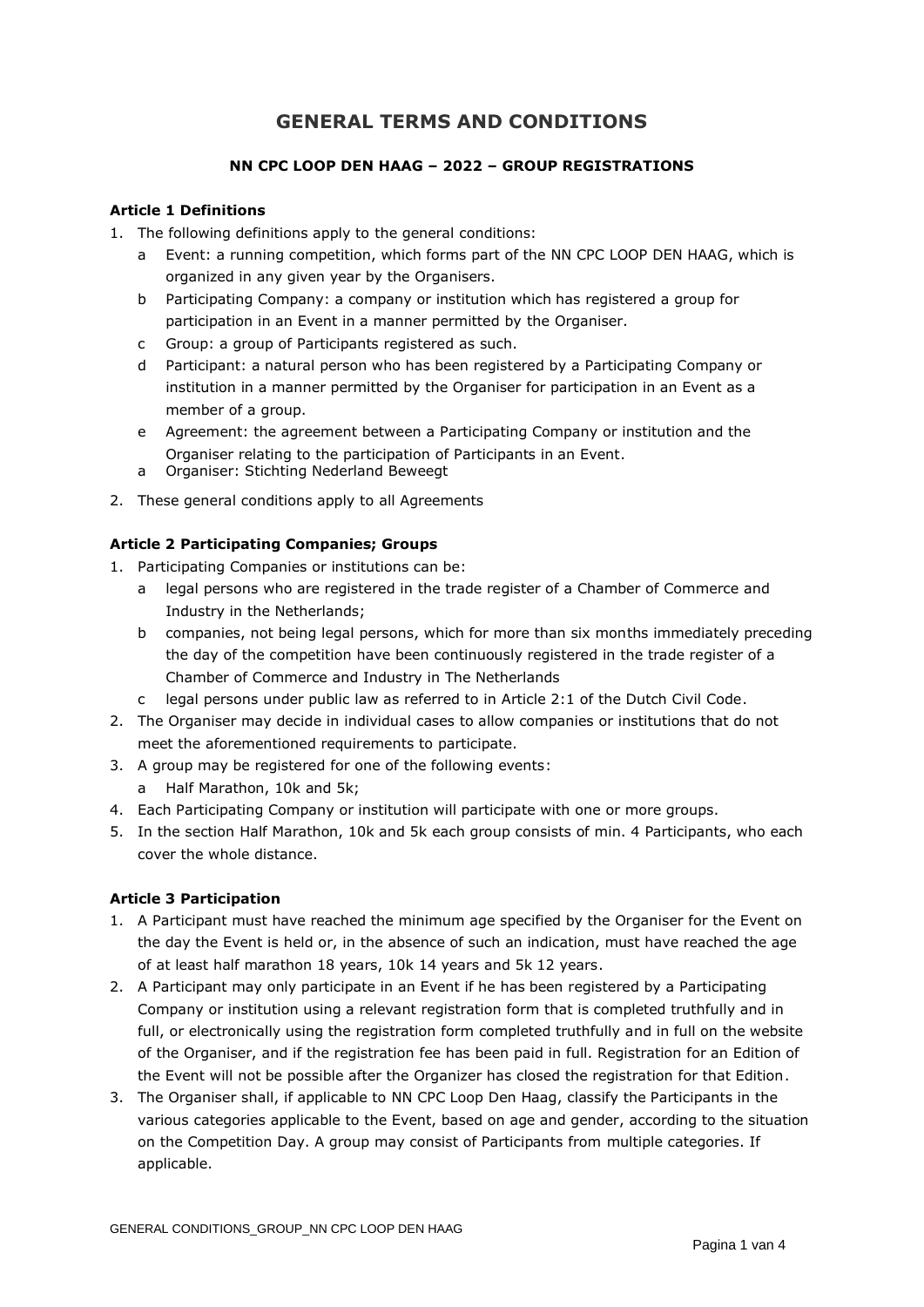# GENERAL TERMS AND CONDITIONS

### NN CPC LOOP DEN HAAG – 2022 – GROUP REGISTRATIONS

**Article 1 Definitions**

1. The following definitions apply to the general conditions:
   a Event: a running competition, which forms part of the NN CPC LOOP DEN HAAG, which is organized in any given year by the Organisers.
   b Participating Company: a company or institution which has registered a group for participation in an Event in a manner permitted by the Organiser.
   c Group: a group of Participants registered as such.
   d Participant: a natural person who has been registered by a Participating Company or institution in a manner permitted by the Organiser for participation in an Event as a member of a group.
   e Agreement: the agreement between a Participating Company or institution and the Organiser relating to the participation of Participants in an Event.
   a Organiser: Stichting Nederland Beweegt
2. These general conditions apply to all Agreements

**Article 2 Participating Companies; Groups**

1. Participating Companies or institutions can be:
   a legal persons who are registered in the trade register of a Chamber of Commerce and Industry in the Netherlands;
   b companies, not being legal persons, which for more than six months immediately preceding the day of the competition have been continuously registered in the trade register of a Chamber of Commerce and Industry in The Netherlands
   c legal persons under public law as referred to in Article 2:1 of the Dutch Civil Code.
2. The Organiser may decide in individual cases to allow companies or institutions that do not meet the aforementioned requirements to participate.
3. A group may be registered for one of the following events:
   a Half Marathon, 10k and 5k;
4. Each Participating Company or institution will participate with one or more groups.
5. In the section Half Marathon, 10k and 5k each group consists of min. 4 Participants, who each cover the whole distance.

**Article 3 Participation**

1. A Participant must have reached the minimum age specified by the Organiser for the Event on the day the Event is held or, in the absence of such an indication, must have reached the age of at least half marathon 18 years, 10k 14 years and 5k 12 years.
2. A Participant may only participate in an Event if he has been registered by a Participating Company or institution using a relevant registration form that is completed truthfully and in full, or electronically using the registration form completed truthfully and in full on the website of the Organiser, and if the registration fee has been paid in full. Registration for an Edition of the Event will not be possible after the Organizer has closed the registration for that Edition.
3. The Organiser shall, if applicable to NN CPC Loop Den Haag, classify the Participants in the various categories applicable to the Event, based on age and gender, according to the situation on the Competition Day. A group may consist of Participants from multiple categories. If applicable.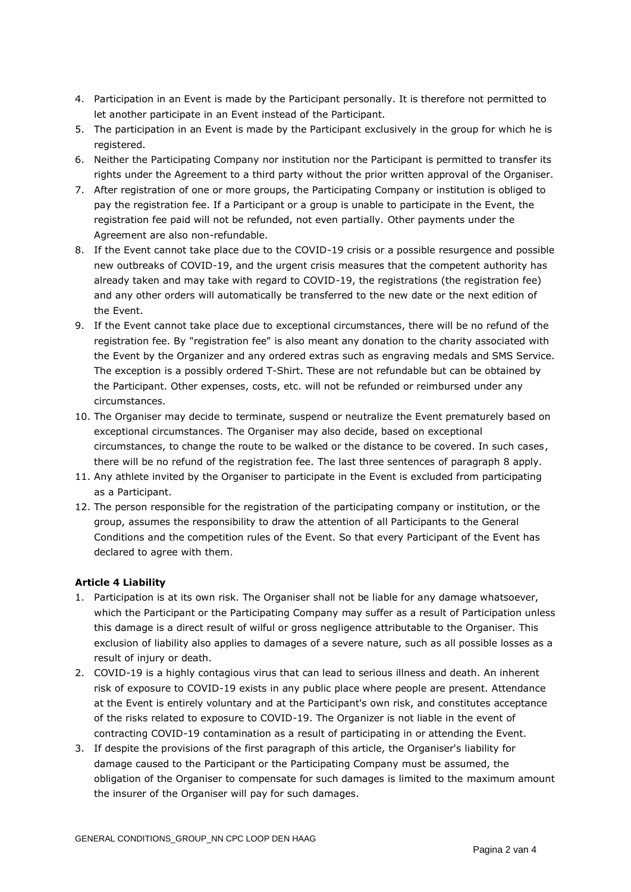4. Participation in an Event is made by the Participant personally. It is therefore not permitted to let another participate in an Event instead of the Participant.
5. The participation in an Event is made by the Participant exclusively in the group for which he is registered.
6. Neither the Participating Company nor institution nor the Participant is permitted to transfer its rights under the Agreement to a third party without the prior written approval of the Organiser.
7. After registration of one or more groups, the Participating Company or institution is obliged to pay the registration fee. If a Participant or a group is unable to participate in the Event, the registration fee paid will not be refunded, not even partially. Other payments under the Agreement are also non-refundable.
8. If the Event cannot take place due to the COVID-19 crisis or a possible resurgence and possible new outbreaks of COVID-19, and the urgent crisis measures that the competent authority has already taken and may take with regard to COVID-19, the registrations (the registration fee) and any other orders will automatically be transferred to the new date or the next edition of the Event.
9. If the Event cannot take place due to exceptional circumstances, there will be no refund of the registration fee. By "registration fee" is also meant any donation to the charity associated with the Event by the Organizer and any ordered extras such as engraving medals and SMS Service. The exception is a possibly ordered T-Shirt. These are not refundable but can be obtained by the Participant. Other expenses, costs, etc. will not be refunded or reimbursed under any circumstances.
10. The Organiser may decide to terminate, suspend or neutralize the Event prematurely based on exceptional circumstances. The Organiser may also decide, based on exceptional circumstances, to change the route to be walked or the distance to be covered. In such cases, there will be no refund of the registration fee. The last three sentences of paragraph 8 apply.
11. Any athlete invited by the Organiser to participate in the Event is excluded from participating as a Participant.
12. The person responsible for the registration of the participating company or institution, or the group, assumes the responsibility to draw the attention of all Participants to the General Conditions and the competition rules of the Event. So that every Participant of the Event has declared to agree with them.

**Article 4 Liability**

1. Participation is at its own risk. The Organiser shall not be liable for any damage whatsoever, which the Participant or the Participating Company may suffer as a result of Participation unless this damage is a direct result of wilful or gross negligence attributable to the Organiser. This exclusion of liability also applies to damages of a severe nature, such as all possible losses as a result of injury or death.
2. COVID-19 is a highly contagious virus that can lead to serious illness and death. An inherent risk of exposure to COVID-19 exists in any public place where people are present. Attendance at the Event is entirely voluntary and at the Participant's own risk, and constitutes acceptance of the risks related to exposure to COVID-19. The Organizer is not liable in the event of contracting COVID-19 contamination as a result of participating in or attending the Event.
3. If despite the provisions of the first paragraph of this article, the Organiser's liability for damage caused to the Participant or the Participating Company must be assumed, the obligation of the Organiser to compensate for such damages is limited to the maximum amount the insurer of the Organiser will pay for such damages.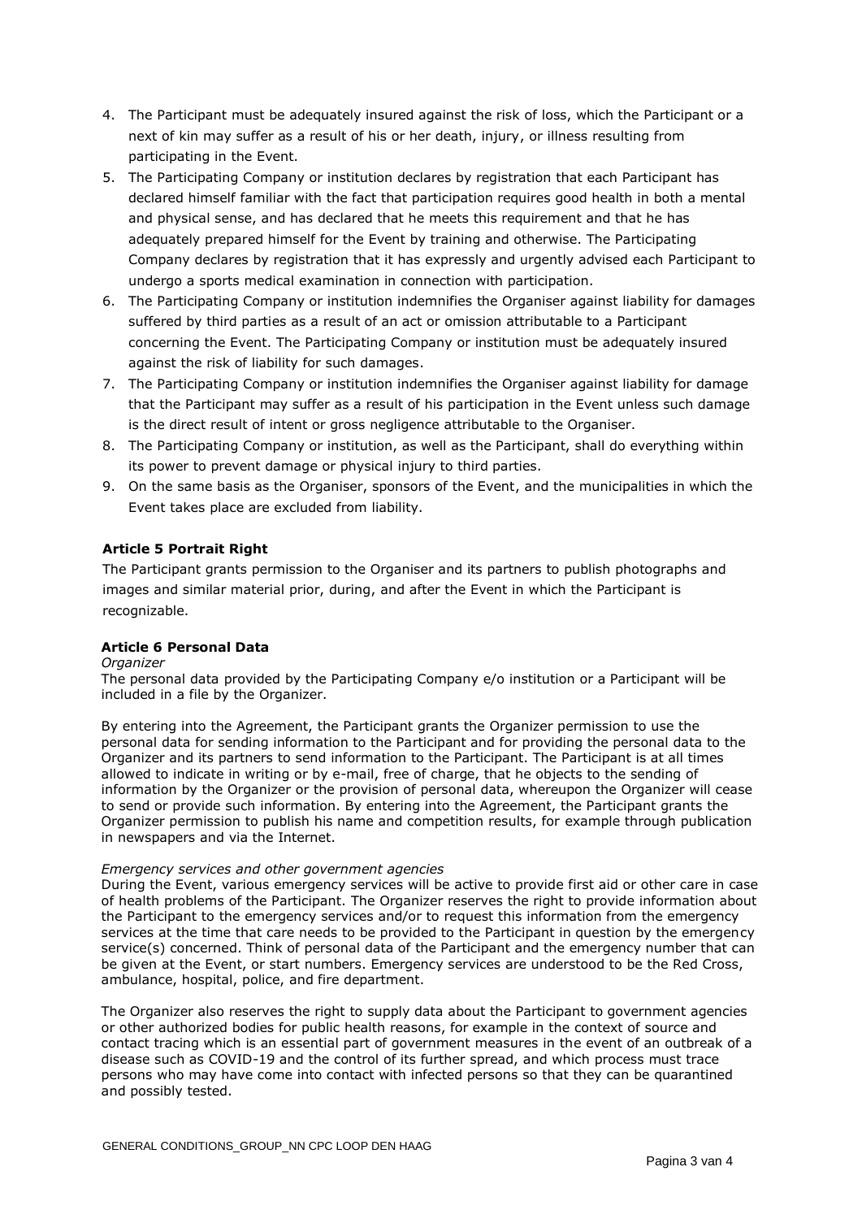4. The Participant must be adequately insured against the risk of loss, which the Participant or a next of kin may suffer as a result of his or her death, injury, or illness resulting from participating in the Event.
5. The Participating Company or institution declares by registration that each Participant has declared himself familiar with the fact that participation requires good health in both a mental and physical sense, and has declared that he meets this requirement and that he has adequately prepared himself for the Event by training and otherwise. The Participating Company declares by registration that it has expressly and urgently advised each Participant to undergo a sports medical examination in connection with participation.
6. The Participating Company or institution indemnifies the Organiser against liability for damages suffered by third parties as a result of an act or omission attributable to a Participant concerning the Event. The Participating Company or institution must be adequately insured against the risk of liability for such damages.
7. The Participating Company or institution indemnifies the Organiser against liability for damage that the Participant may suffer as a result of his participation in the Event unless such damage is the direct result of intent or gross negligence attributable to the Organiser.
8. The Participating Company or institution, as well as the Participant, shall do everything within its power to prevent damage or physical injury to third parties.
9. On the same basis as the Organiser, sponsors of the Event, and the municipalities in which the Event takes place are excluded from liability.

**Article 5 Portrait Right**

The Participant grants permission to the Organiser and its partners to publish photographs and images and similar material prior, during, and after the Event in which the Participant is recognizable.

**Article 6 Personal Data**

*Organizer*

The personal data provided by the Participating Company e/o institution or a Participant will be included in a file by the Organizer.

By entering into the Agreement, the Participant grants the Organizer permission to use the personal data for sending information to the Participant and for providing the personal data to the Organizer and its partners to send information to the Participant. The Participant is at all times allowed to indicate in writing or by e-mail, free of charge, that he objects to the sending of information by the Organizer or the provision of personal data, whereupon the Organizer will cease to send or provide such information. By entering into the Agreement, the Participant grants the Organizer permission to publish his name and competition results, for example through publication in newspapers and via the Internet.

*Emergency services and other government agencies*

During the Event, various emergency services will be active to provide first aid or other care in case of health problems of the Participant. The Organizer reserves the right to provide information about the Participant to the emergency services and/or to request this information from the emergency services at the time that care needs to be provided to the Participant in question by the emergency service(s) concerned. Think of personal data of the Participant and the emergency number that can be given at the Event, or start numbers. Emergency services are understood to be the Red Cross, ambulance, hospital, police, and fire department.

The Organizer also reserves the right to supply data about the Participant to government agencies or other authorized bodies for public health reasons, for example in the context of source and contact tracing which is an essential part of government measures in the event of an outbreak of a disease such as COVID-19 and the control of its further spread, and which process must trace persons who may have come into contact with infected persons so that they can be quarantined and possibly tested.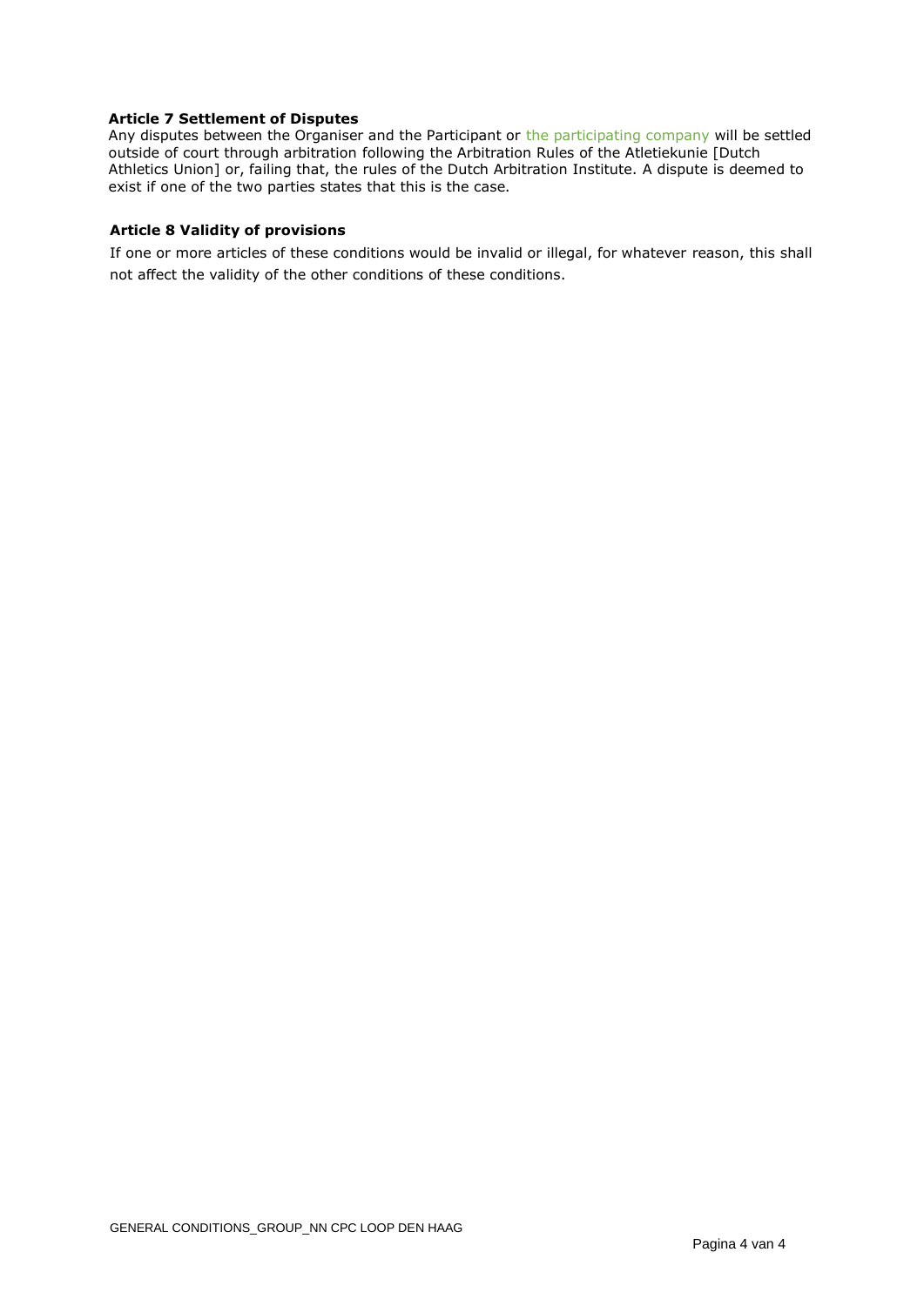**Article 7 Settlement of Disputes**

Any disputes between the Organiser and the Participant or the participating company will be settled outside of court through arbitration following the Arbitration Rules of the Atletiekunie [Dutch Athletics Union] or, failing that, the rules of the Dutch Arbitration Institute. A dispute is deemed to exist if one of the two parties states that this is the case.

**Article 8 Validity of provisions**

If one or more articles of these conditions would be invalid or illegal, for whatever reason, this shall not affect the validity of the other conditions of these conditions.